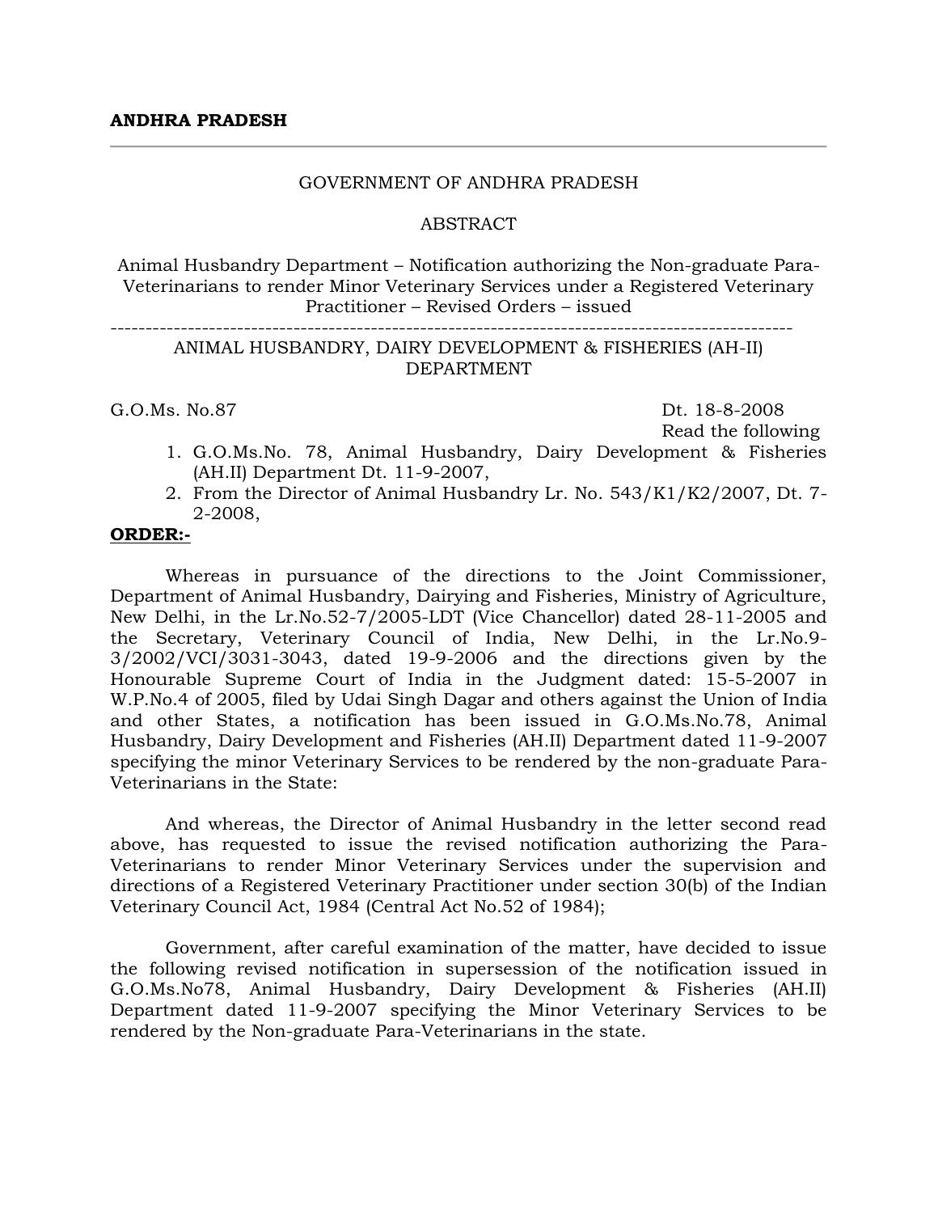**ANDHRA PRADESH**

---

GOVERNMENT OF ANDHRA PRADESH

ABSTRACT

Animal Husbandry Department – Notification authorizing the Non-graduate Para-Veterinarians to render Minor Veterinary Services under a Registered Veterinary Practitioner – Revised Orders – issued

---

ANIMAL HUSBANDRY, DAIRY DEVELOPMENT & FISHERIES (AH-II) DEPARTMENT

G.O.Ms. No.87 Dt. 18-8-2008

Read the following

1. G.O.Ms.No. 78, Animal Husbandry, Dairy Development & Fisheries (AH.II) Department Dt. 11-9-2007,
2. From the Director of Animal Husbandry Lr. No. 543/K1/K2/2007, Dt. 7-2-2008,

**ORDER:-**

Whereas in pursuance of the directions to the Joint Commissioner, Department of Animal Husbandry, Dairying and Fisheries, Ministry of Agriculture, New Delhi, in the Lr.No.52-7/2005-LDT (Vice Chancellor) dated 28-11-2005 and the Secretary, Veterinary Council of India, New Delhi, in the Lr.No.9-3/2002/VCI/3031-3043, dated 19-9-2006 and the directions given by the Honourable Supreme Court of India in the Judgment dated: 15-5-2007 in W.P.No.4 of 2005, filed by Udai Singh Dagar and others against the Union of India and other States, a notification has been issued in G.O.Ms.No.78, Animal Husbandry, Dairy Development and Fisheries (AH.II) Department dated 11-9-2007 specifying the minor Veterinary Services to be rendered by the non-graduate Para-Veterinarians in the State:

And whereas, the Director of Animal Husbandry in the letter second read above, has requested to issue the revised notification authorizing the Para-Veterinarians to render Minor Veterinary Services under the supervision and directions of a Registered Veterinary Practitioner under section 30(b) of the Indian Veterinary Council Act, 1984 (Central Act No.52 of 1984);

Government, after careful examination of the matter, have decided to issue the following revised notification in supersession of the notification issued in G.O.Ms.No78, Animal Husbandry, Dairy Development & Fisheries (AH.II) Department dated 11-9-2007 specifying the Minor Veterinary Services to be rendered by the Non-graduate Para-Veterinarians in the state.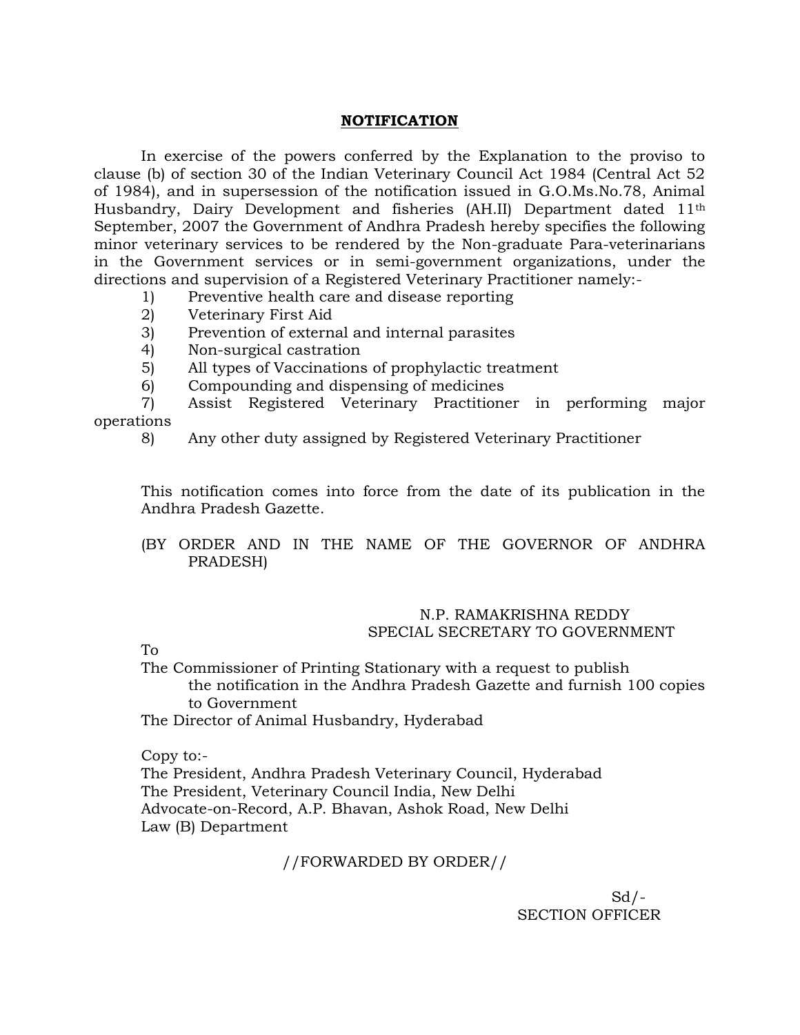**NOTIFICATION**

In exercise of the powers conferred by the Explanation to the proviso to clause (b) of section 30 of the Indian Veterinary Council Act 1984 (Central Act 52 of 1984), and in supersession of the notification issued in G.O.Ms.No.78, Animal Husbandry, Dairy Development and fisheries (AH.II) Department dated 11th September, 2007 the Government of Andhra Pradesh hereby specifies the following minor veterinary services to be rendered by the Non-graduate Para-veterinarians in the Government services or in semi-government organizations, under the directions and supervision of a Registered Veterinary Practitioner namely:-

1) Preventive health care and disease reporting
2) Veterinary First Aid
3) Prevention of external and internal parasites
4) Non-surgical castration
5) All types of Vaccinations of prophylactic treatment
6) Compounding and dispensing of medicines
7) Assist Registered Veterinary Practitioner in performing major operations
8) Any other duty assigned by Registered Veterinary Practitioner

This notification comes into force from the date of its publication in the Andhra Pradesh Gazette.

(BY ORDER AND IN THE NAME OF THE GOVERNOR OF ANDHRA PRADESH)

N.P. RAMAKRISHNA REDDY
SPECIAL SECRETARY TO GOVERNMENT

To
The Commissioner of Printing Stationary with a request to publish the notification in the Andhra Pradesh Gazette and furnish 100 copies to Government
The Director of Animal Husbandry, Hyderabad

Copy to:-
The President, Andhra Pradesh Veterinary Council, Hyderabad
The President, Veterinary Council India, New Delhi
Advocate-on-Record, A.P. Bhavan, Ashok Road, New Delhi
Law (B) Department

//FORWARDED BY ORDER//

Sd/-
SECTION OFFICER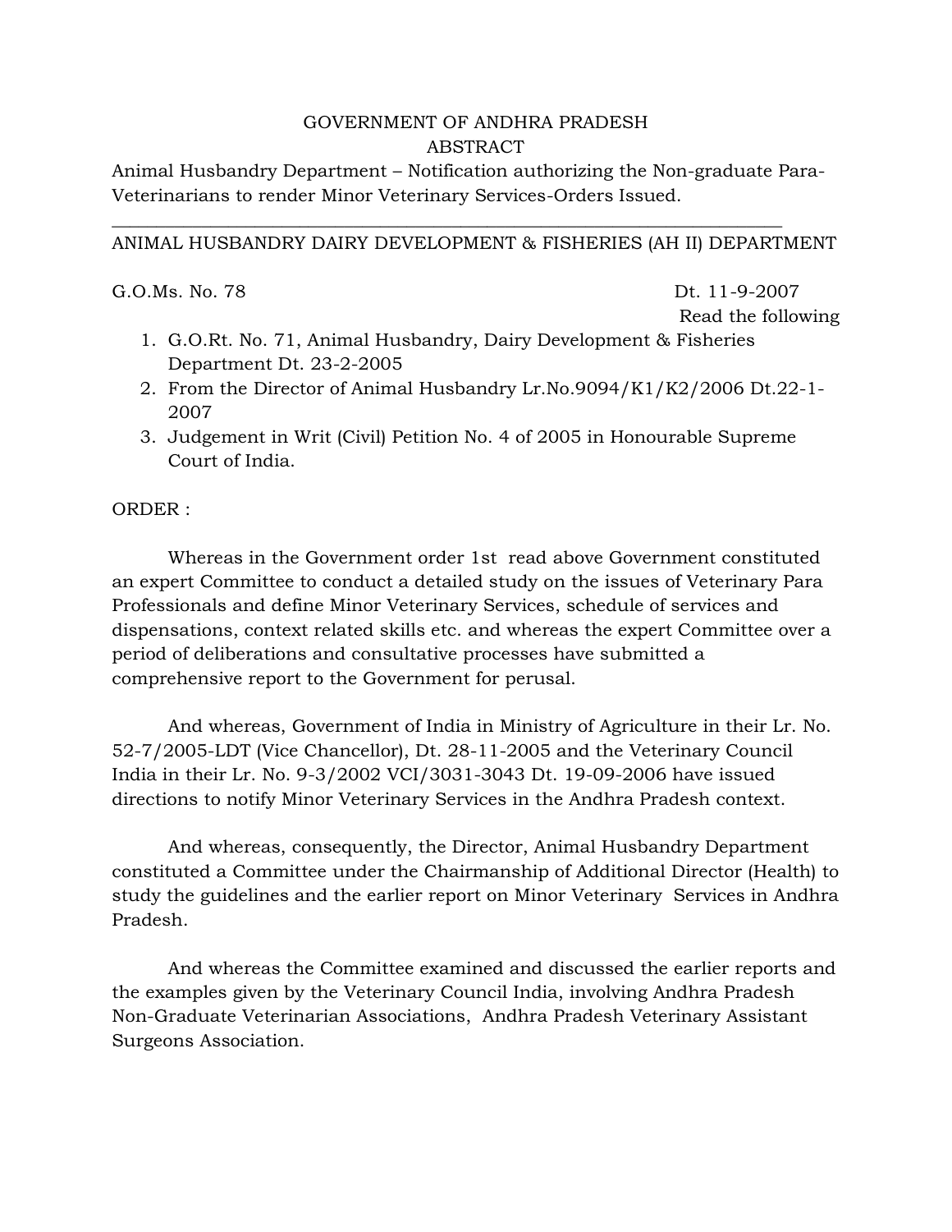GOVERNMENT OF ANDHRA PRADESH

ABSTRACT

Animal Husbandry Department – Notification authorizing the Non-graduate Para-Veterinarians to render Minor Veterinary Services-Orders Issued.

---

ANIMAL HUSBANDRY DAIRY DEVELOPMENT & FISHERIES (AH II) DEPARTMENT

G.O.Ms. No. 78 Dt. 11-9-2007

Read the following

1. G.O.Rt. No. 71, Animal Husbandry, Dairy Development & Fisheries Department Dt. 23-2-2005
2. From the Director of Animal Husbandry Lr.No.9094/K1/K2/2006 Dt.22-1-2007
3. Judgement in Writ (Civil) Petition No. 4 of 2005 in Honourable Supreme Court of India.

ORDER :

Whereas in the Government order 1st read above Government constituted an expert Committee to conduct a detailed study on the issues of Veterinary Para Professionals and define Minor Veterinary Services, schedule of services and dispensations, context related skills etc. and whereas the expert Committee over a period of deliberations and consultative processes have submitted a comprehensive report to the Government for perusal.

And whereas, Government of India in Ministry of Agriculture in their Lr. No. 52-7/2005-LDT (Vice Chancellor), Dt. 28-11-2005 and the Veterinary Council India in their Lr. No. 9-3/2002 VCI/3031-3043 Dt. 19-09-2006 have issued directions to notify Minor Veterinary Services in the Andhra Pradesh context.

And whereas, consequently, the Director, Animal Husbandry Department constituted a Committee under the Chairmanship of Additional Director (Health) to study the guidelines and the earlier report on Minor Veterinary Services in Andhra Pradesh.

And whereas the Committee examined and discussed the earlier reports and the examples given by the Veterinary Council India, involving Andhra Pradesh Non-Graduate Veterinarian Associations, Andhra Pradesh Veterinary Assistant Surgeons Association.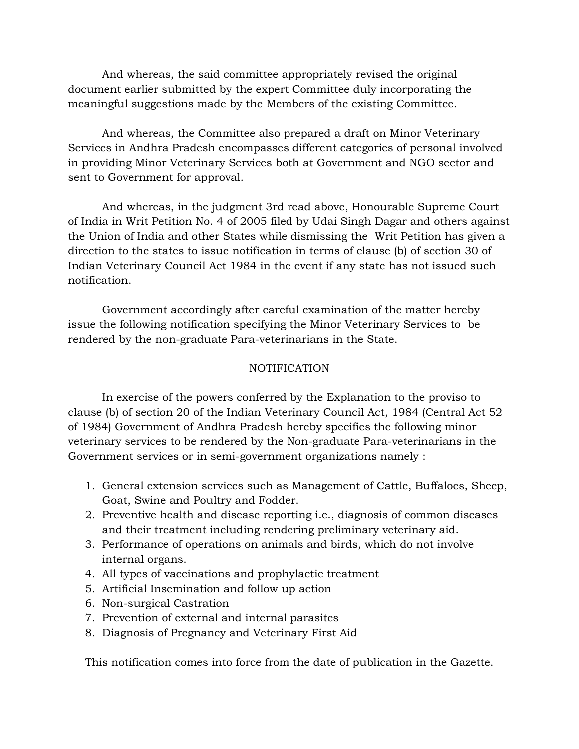And whereas, the said committee appropriately revised the original document earlier submitted by the expert Committee duly incorporating the meaningful suggestions made by the Members of the existing Committee.

And whereas, the Committee also prepared a draft on Minor Veterinary Services in Andhra Pradesh encompasses different categories of personal involved in providing Minor Veterinary Services both at Government and NGO sector and sent to Government for approval.

And whereas, in the judgment 3rd read above, Honourable Supreme Court of India in Writ Petition No. 4 of 2005 filed by Udai Singh Dagar and others against the Union of India and other States while dismissing the Writ Petition has given a direction to the states to issue notification in terms of clause (b) of section 30 of Indian Veterinary Council Act 1984 in the event if any state has not issued such notification.

Government accordingly after careful examination of the matter hereby issue the following notification specifying the Minor Veterinary Services to be rendered by the non-graduate Para-veterinarians in the State.

NOTIFICATION

In exercise of the powers conferred by the Explanation to the proviso to clause (b) of section 20 of the Indian Veterinary Council Act, 1984 (Central Act 52 of 1984) Government of Andhra Pradesh hereby specifies the following minor veterinary services to be rendered by the Non-graduate Para-veterinarians in the Government services or in semi-government organizations namely :

1. General extension services such as Management of Cattle, Buffaloes, Sheep, Goat, Swine and Poultry and Fodder.
2. Preventive health and disease reporting i.e., diagnosis of common diseases and their treatment including rendering preliminary veterinary aid.
3. Performance of operations on animals and birds, which do not involve internal organs.
4. All types of vaccinations and prophylactic treatment
5. Artificial Insemination and follow up action
6. Non-surgical Castration
7. Prevention of external and internal parasites
8. Diagnosis of Pregnancy and Veterinary First Aid

This notification comes into force from the date of publication in the Gazette.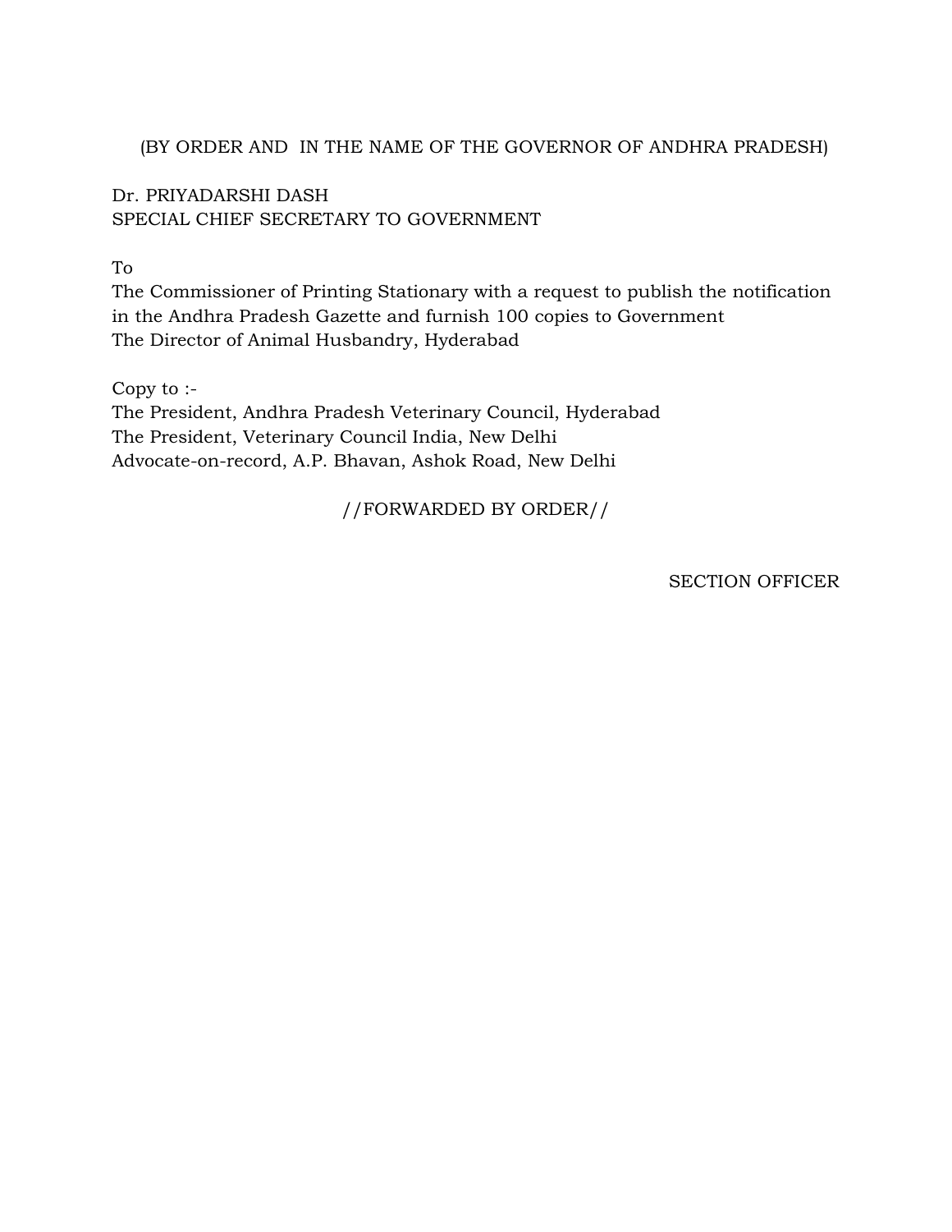(BY ORDER AND IN THE NAME OF THE GOVERNOR OF ANDHRA PRADESH)

Dr. PRIYADARSHI DASH
SPECIAL CHIEF SECRETARY TO GOVERNMENT

To
The Commissioner of Printing Stationary with a request to publish the notification in the Andhra Pradesh Gazette and furnish 100 copies to Government
The Director of Animal Husbandry, Hyderabad

Copy to :-
The President, Andhra Pradesh Veterinary Council, Hyderabad
The President, Veterinary Council India, New Delhi
Advocate-on-record, A.P. Bhavan, Ashok Road, New Delhi

//FORWARDED BY ORDER//

SECTION OFFICER